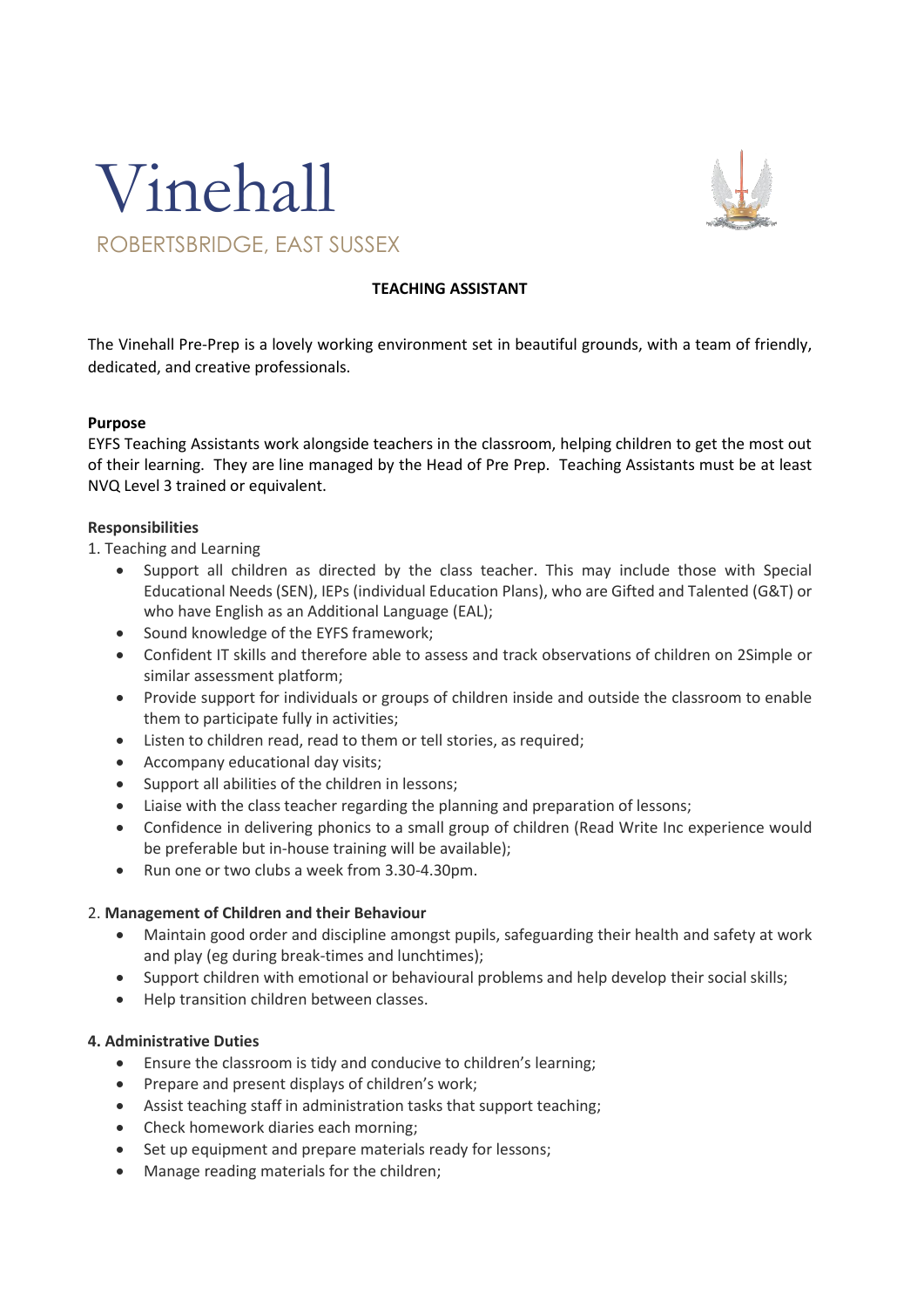# Vinehall

ROBERTSBRIDGE, EAST SUSSEX

## TEACHING ASSISTANT

The Vinehall Pre-Prep is a lovely working environment set in beautiful grounds, with a team of friendly, dedicated, and creative professionals.

**Purpose**

EYFS Teaching Assistants work alongside teachers in the classroom, helping children to get the most out of their learning. They are line managed by the Head of Pre Prep. Teaching Assistants must be at least NVQ Level 3 trained or equivalent.

**Responsibilities**

1. Teaching and Learning

- Support all children as directed by the class teacher. This may include those with Special Educational Needs (SEN), IEPs (individual Education Plans), who are Gifted and Talented (G&T) or who have English as an Additional Language (EAL);
- Sound knowledge of the EYFS framework;
- Confident IT skills and therefore able to assess and track observations of children on 2Simple or similar assessment platform;
- Provide support for individuals or groups of children inside and outside the classroom to enable them to participate fully in activities;
- Listen to children read, read to them or tell stories, as required;
- Accompany educational day visits;
- Support all abilities of the children in lessons;
- Liaise with the class teacher regarding the planning and preparation of lessons;
- Confidence in delivering phonics to a small group of children (Read Write Inc experience would be preferable but in-house training will be available);
- Run one or two clubs a week from 3.30-4.30pm.

2. **Management of Children and their Behaviour**

- Maintain good order and discipline amongst pupils, safeguarding their health and safety at work and play (eg during break-times and lunchtimes);
- Support children with emotional or behavioural problems and help develop their social skills;
- Help transition children between classes.

**4. Administrative Duties**

- Ensure the classroom is tidy and conducive to children's learning;
- Prepare and present displays of children's work;
- Assist teaching staff in administration tasks that support teaching;
- Check homework diaries each morning;
- Set up equipment and prepare materials ready for lessons;
- Manage reading materials for the children;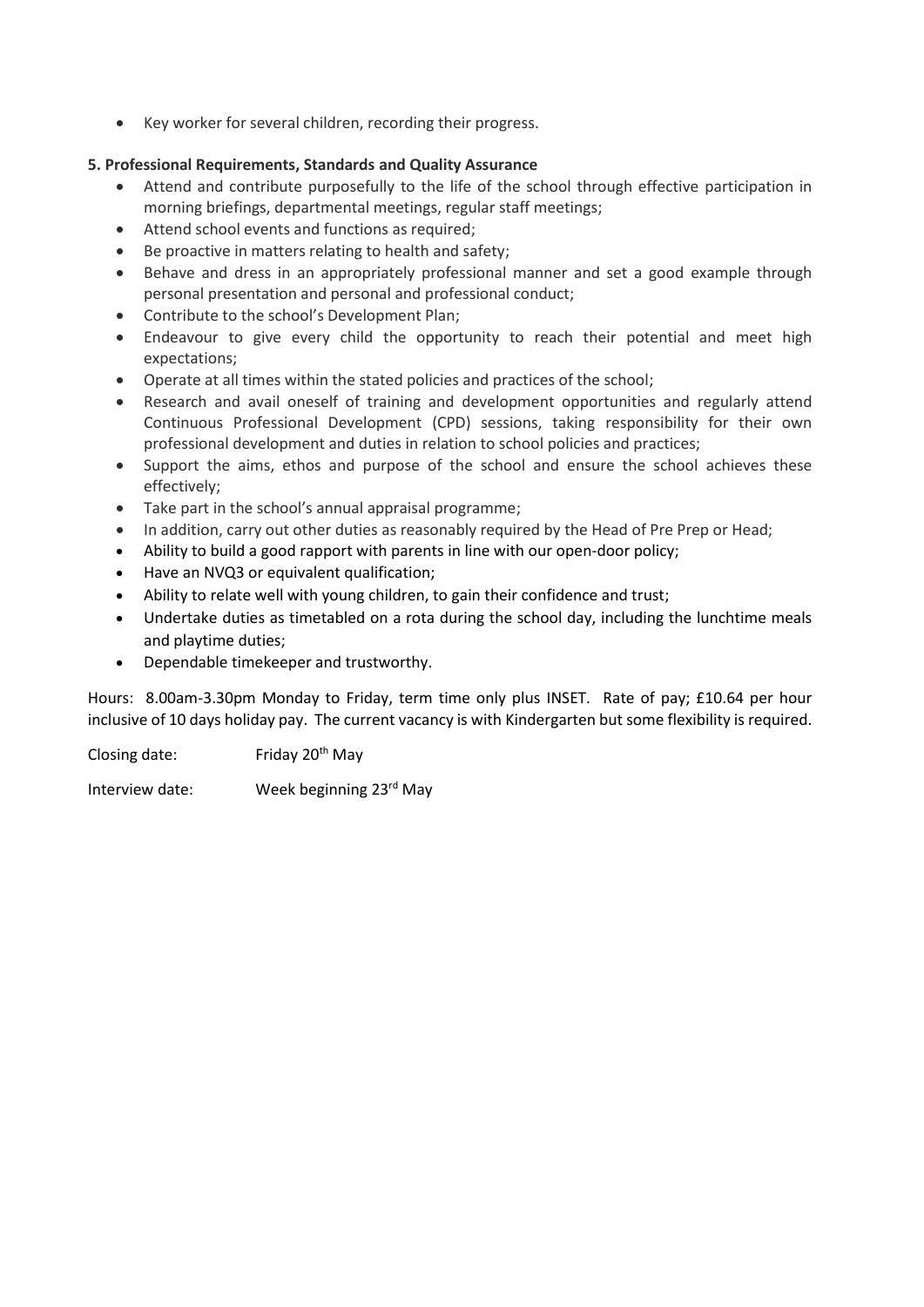- Key worker for several children, recording their progress.

**5. Professional Requirements, Standards and Quality Assurance**

- Attend and contribute purposefully to the life of the school through effective participation in morning briefings, departmental meetings, regular staff meetings;
- Attend school events and functions as required;
- Be proactive in matters relating to health and safety;
- Behave and dress in an appropriately professional manner and set a good example through personal presentation and personal and professional conduct;
- Contribute to the school's Development Plan;
- Endeavour to give every child the opportunity to reach their potential and meet high expectations;
- Operate at all times within the stated policies and practices of the school;
- Research and avail oneself of training and development opportunities and regularly attend Continuous Professional Development (CPD) sessions, taking responsibility for their own professional development and duties in relation to school policies and practices;
- Support the aims, ethos and purpose of the school and ensure the school achieves these effectively;
- Take part in the school's annual appraisal programme;
- In addition, carry out other duties as reasonably required by the Head of Pre Prep or Head;
- Ability to build a good rapport with parents in line with our open-door policy;
- Have an NVQ3 or equivalent qualification;
- Ability to relate well with young children, to gain their confidence and trust;
- Undertake duties as timetabled on a rota during the school day, including the lunchtime meals and playtime duties;
- Dependable timekeeper and trustworthy.

Hours: 8.00am-3.30pm Monday to Friday, term time only plus INSET. Rate of pay; £10.64 per hour inclusive of 10 days holiday pay. The current vacancy is with Kindergarten but some flexibility is required.

Closing date: Friday 20th May

Interview date: Week beginning 23rd May